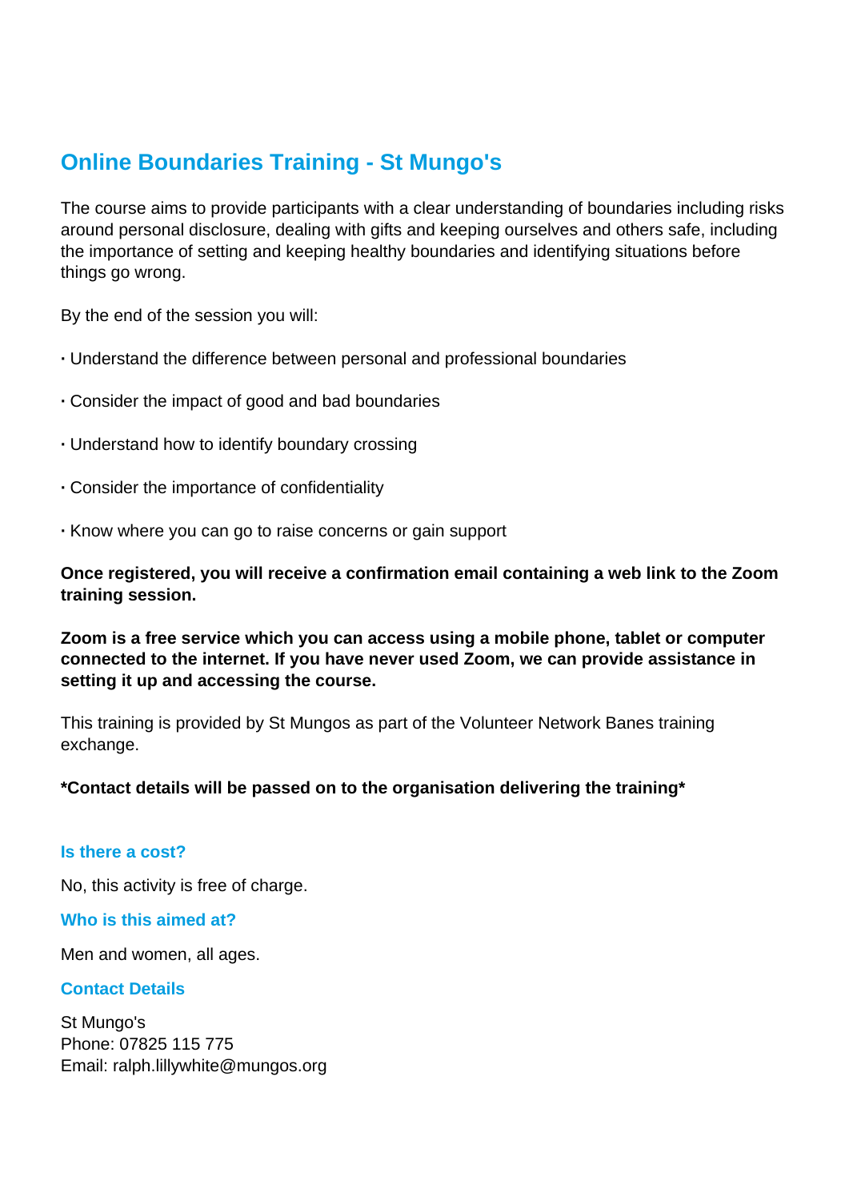# Online Boundaries Training - St Mungo's

The course aims to provide participants with a clear understanding of boundaries including risks around personal disclosure, dealing with gifts and keeping ourselves and others safe, including the importance of setting and keeping healthy boundaries and identifying situations before things go wrong.

By the end of the session you will:

· Understand the difference between personal and professional boundaries

· Consider the impact of good and bad boundaries

· Understand how to identify boundary crossing

· Consider the importance of confidentiality

· Know where you can go to raise concerns or gain support

**Once registered, you will receive a confirmation email containing a web link to the Zoom training session.**

**Zoom is a free service which you can access using a mobile phone, tablet or computer connected to the internet. If you have never used Zoom, we can provide assistance in setting it up and accessing the course.**

This training is provided by St Mungos as part of the Volunteer Network Banes training exchange.

**\*Contact details will be passed on to the organisation delivering the training\***

### Is there a cost?

No, this activity is free of charge.

### Who is this aimed at?

Men and women, all ages.

### Contact Details

St Mungo's
Phone: 07825 115 775
Email: ralph.lillywhite@mungos.org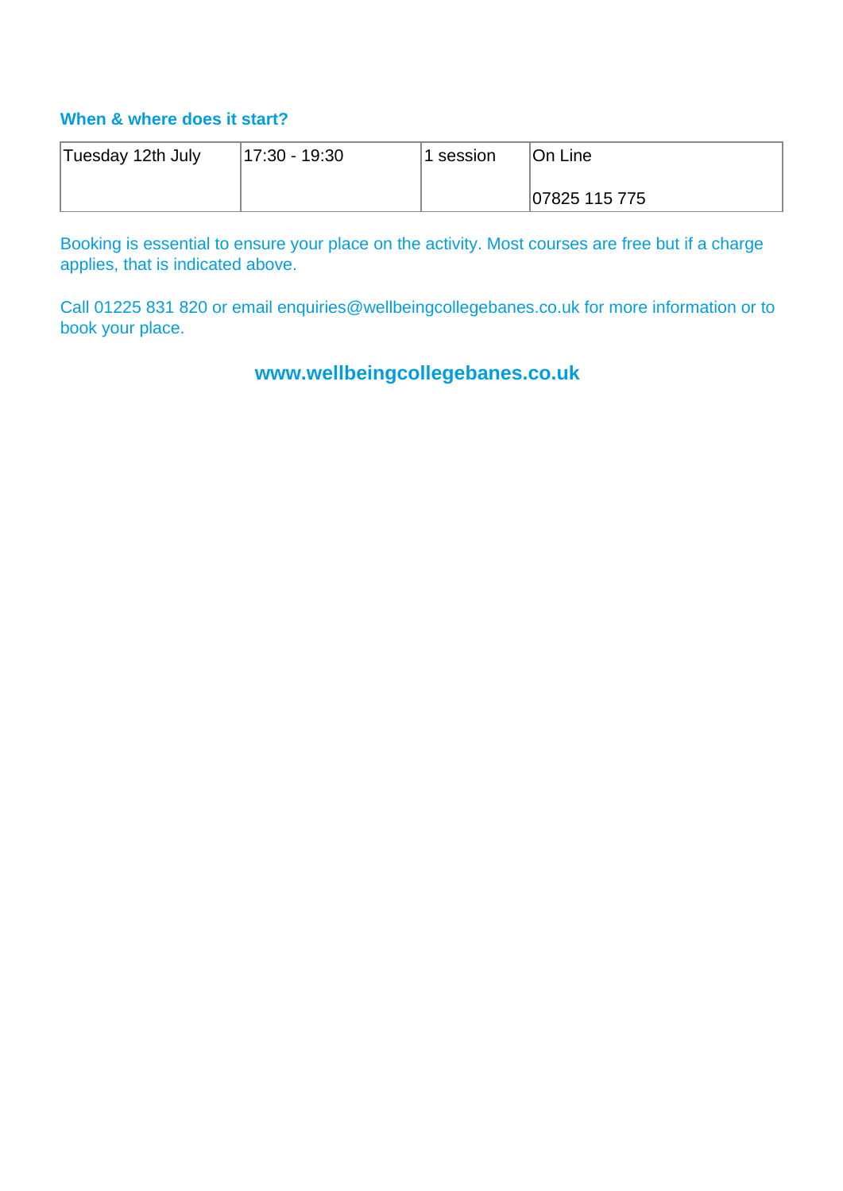### When & where does it start?

| | | | |
|---|---|---|---|
| Tuesday 12th July | 17:30 - 19:30 | 1 session | On Line<br><br>07825 115 775 |

Booking is essential to ensure your place on the activity. Most courses are free but if a charge applies, that is indicated above.

Call 01225 831 820 or email enquiries@wellbeingcollegebanes.co.uk for more information or to book your place.

**www.wellbeingcollegebanes.co.uk**